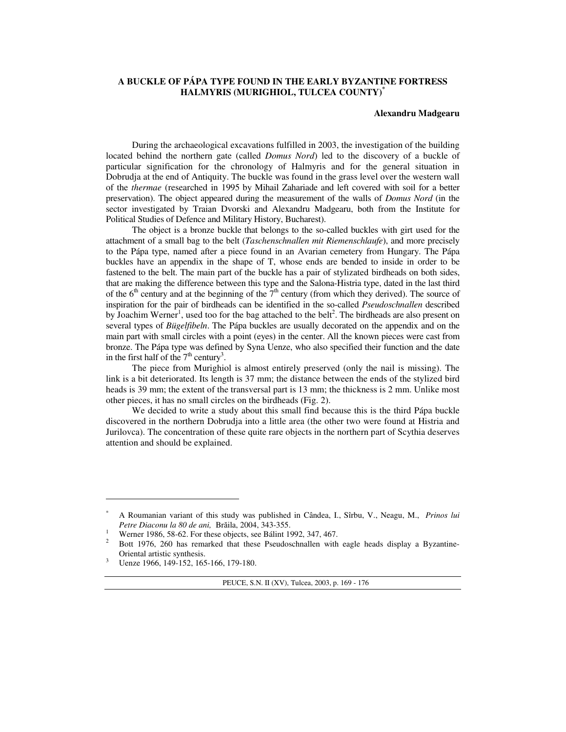# A BUCKLE OF PÁPA TYPE FOUND IN THE EARLY BYZANTINE FORTRESS HALMYRIS (MURIGHIOL, TULCEA COUNTY)[*]

**Alexandru Madgearu**

During the archaeological excavations fulfilled in 2003, the investigation of the building located behind the northern gate (called *Domus Nord*) led to the discovery of a buckle of particular signification for the chronology of Halmyris and for the general situation in Dobrudja at the end of Antiquity. The buckle was found in the grass level over the western wall of the *thermae* (researched in 1995 by Mihail Zahariade and left covered with soil for a better preservation). The object appeared during the measurement of the walls of *Domus Nord* (in the sector investigated by Traian Dvorski and Alexandru Madgearu, both from the Institute for Political Studies of Defence and Military History, Bucharest).

The object is a bronze buckle that belongs to the so-called buckles with girt used for the attachment of a small bag to the belt (*Taschenschnallen mit Riemenschlaufe*), and more precisely to the Pápa type, named after a piece found in an Avarian cemetery from Hungary. The Pápa buckles have an appendix in the shape of T, whose ends are bended to inside in order to be fastened to the belt. The main part of the buckle has a pair of stylizated birdheads on both sides, that are making the difference between this type and the Salona-Histria type, dated in the last third of the 6th century and at the beginning of the 7th century (from which they derived). The source of inspiration for the pair of birdheads can be identified in the so-called *Pseudoschnallen* described by Joachim Werner[1], used too for the bag attached to the belt[2]. The birdheads are also present on several types of *Bügelfibeln*. The Pápa buckles are usually decorated on the appendix and on the main part with small circles with a point (eyes) in the center. All the known pieces were cast from bronze. The Pápa type was defined by Syna Uenze, who also specified their function and the date in the first half of the 7th century[3].

The piece from Murighiol is almost entirely preserved (only the nail is missing). The link is a bit deteriorated. Its length is 37 mm; the distance between the ends of the stylized bird heads is 39 mm; the extent of the transversal part is 13 mm; the thickness is 2 mm. Unlike most other pieces, it has no small circles on the birdheads (Fig. 2).

We decided to write a study about this small find because this is the third Pápa buckle discovered in the northern Dobrudja into a little area (the other two were found at Histria and Jurilovca). The concentration of these quite rare objects in the northern part of Scythia deserves attention and should be explained.

---

[*] A Roumanian variant of this study was published in Cândea, I., Sîrbu, V., Neagu, M., *Prinos lui Petre Diaconu la 80 de ani,* Brăila, 2004, 343-355.

[1] Werner 1986, 58-62. For these objects, see Bálint 1992, 347, 467.

[2] Bott 1976, 260 has remarked that these Pseudoschnallen with eagle heads display a Byzantine-Oriental artistic synthesis.

[3] Uenze 1966, 149-152, 165-166, 179-180.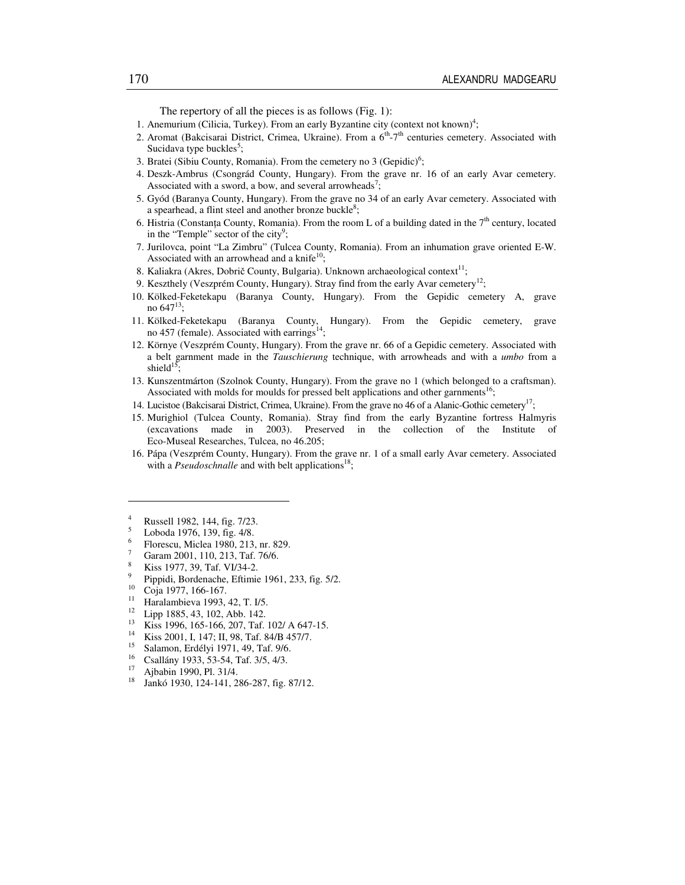The repertory of all the pieces is as follows (Fig. 1):

1. Anemurium (Cilicia, Turkey). From an early Byzantine city (context not known)[4];
2. Aromat (Bakcisarai District, Crimea, Ukraine). From a $6^{th}$-$7^{th}$ centuries cemetery. Associated with Sucidava type buckles[5];
3. Bratei (Sibiu County, Romania). From the cemetery no 3 (Gepidic)[6];
4. Deszk-Ambrus (Csongrád County, Hungary). From the grave nr. 16 of an early Avar cemetery. Associated with a sword, a bow, and several arrowheads[7];
5. Gyód (Baranya County, Hungary). From the grave no 34 of an early Avar cemetery. Associated with a spearhead, a flint steel and another bronze buckle[8];
6. Histria (Constanța County, Romania). From the room L of a building dated in the $7^{th}$ century, located in the "Temple" sector of the city[9];
7. Jurilovca, point "La Zimbru" (Tulcea County, Romania). From an inhumation grave oriented E-W. Associated with an arrowhead and a knife[10];
8. Kaliakra (Akres, Dobrič County, Bulgaria). Unknown archaeological context[11];
9. Keszthely (Veszprém County, Hungary). Stray find from the early Avar cemetery[12];
10. Kölked-Feketekapu (Baranya County, Hungary). From the Gepidic cemetery A, grave no 647[13];
11. Kölked-Feketekapu (Baranya County, Hungary). From the Gepidic cemetery, grave no 457 (female). Associated with earrings[14];
12. Környe (Veszprém County, Hungary). From the grave nr. 66 of a Gepidic cemetery. Associated with a belt garnment made in the *Tauschierung* technique, with arrowheads and with a *umbo* from a shield[15];
13. Kunszentmárton (Szolnok County, Hungary). From the grave no 1 (which belonged to a craftsman). Associated with molds for moulds for pressed belt applications and other garnments[16];
14. Lucistoe (Bakcisarai District, Crimea, Ukraine). From the grave no 46 of a Alanic-Gothic cemetery[17];
15. Murighiol (Tulcea County, Romania). Stray find from the early Byzantine fortress Halmyris (excavations made in 2003). Preserved in the collection of the Institute of Eco-Museal Researches, Tulcea, no 46.205;
16. Pápa (Veszprém County, Hungary). From the grave nr. 1 of a small early Avar cemetery. Associated with a *Pseudoschnalle* and with belt applications[18];

---

[4] Russell 1982, 144, fig. 7/23.
[5] Loboda 1976, 139, fig. 4/8.
[6] Florescu, Miclea 1980, 213, nr. 829.
[7] Garam 2001, 110, 213, Taf. 76/6.
[8] Kiss 1977, 39, Taf. VI/34-2.
[9] Pippidi, Bordenache, Eftimie 1961, 233, fig. 5/2.
[10] Coja 1977, 166-167.
[11] Haralambieva 1993, 42, T. I/5.
[12] Lipp 1885, 43, 102, Abb. 142.
[13] Kiss 1996, 165-166, 207, Taf. 102/ A 647-15.
[14] Kiss 2001, I, 147; II, 98, Taf. 84/B 457/7.
[15] Salamon, Erdélyi 1971, 49, Taf. 9/6.
[16] Csallány 1933, 53-54, Taf. 3/5, 4/3.
[17] Ajbabin 1990, Pl. 31/4.
[18] Jankó 1930, 124-141, 286-287, fig. 87/12.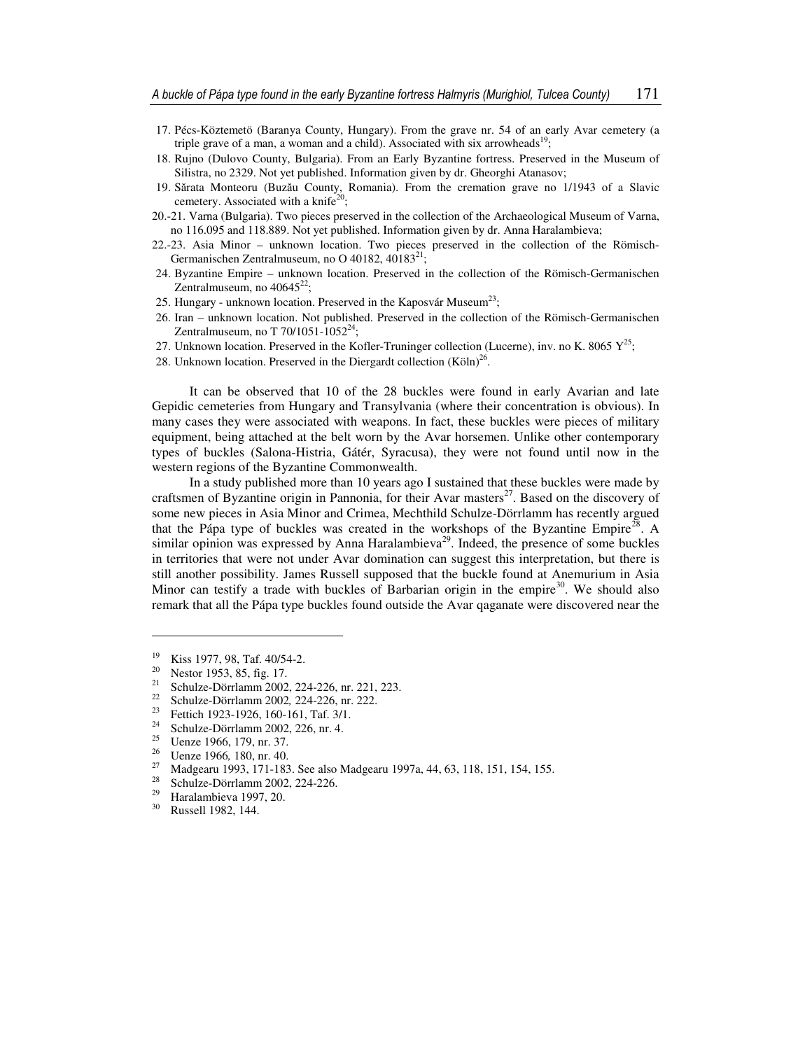17. Pécs-Köztemetö (Baranya County, Hungary). From the grave nr. 54 of an early Avar cemetery (a triple grave of a man, a woman and a child). Associated with six arrowheads[19];
18. Rujno (Dulovo County, Bulgaria). From an Early Byzantine fortress. Preserved in the Museum of Silistra, no 2329. Not yet published. Information given by dr. Gheorghi Atanasov;
19. Sărata Monteoru (Buzău County, Romania). From the cremation grave no 1/1943 of a Slavic cemetery. Associated with a knife[20];

20.-21. Varna (Bulgaria). Two pieces preserved in the collection of the Archaeological Museum of Varna, no 116.095 and 118.889. Not yet published. Information given by dr. Anna Haralambieva;

22.-23. Asia Minor – unknown location. Two pieces preserved in the collection of the Römisch-Germanischen Zentralmuseum, no O 40182, 40183[21];

24. Byzantine Empire – unknown location. Preserved in the collection of the Römisch-Germanischen Zentralmuseum, no 40645[22];
25. Hungary - unknown location. Preserved in the Kaposvár Museum[23];
26. Iran – unknown location. Not published. Preserved in the collection of the Römisch-Germanischen Zentralmuseum, no T 70/1051-1052[24];
27. Unknown location. Preserved in the Kofler-Truninger collection (Lucerne), inv. no K. 8065 Y[25];
28. Unknown location. Preserved in the Diergardt collection (Köln)[26].

It can be observed that 10 of the 28 buckles were found in early Avarian and late Gepidic cemeteries from Hungary and Transylvania (where their concentration is obvious). In many cases they were associated with weapons. In fact, these buckles were pieces of military equipment, being attached at the belt worn by the Avar horsemen. Unlike other contemporary types of buckles (Salona-Histria, Gátér, Syracusa), they were not found until now in the western regions of the Byzantine Commonwealth.

In a study published more than 10 years ago I sustained that these buckles were made by craftsmen of Byzantine origin in Pannonia, for their Avar masters[27]. Based on the discovery of some new pieces in Asia Minor and Crimea, Mechthild Schulze-Dörrlamm has recently argued that the Pápa type of buckles was created in the workshops of the Byzantine Empire[28]. A similar opinion was expressed by Anna Haralambieva[29]. Indeed, the presence of some buckles in territories that were not under Avar domination can suggest this interpretation, but there is still another possibility. James Russell supposed that the buckle found at Anemurium in Asia Minor can testify a trade with buckles of Barbarian origin in the empire[30]. We should also remark that all the Pápa type buckles found outside the Avar qaganate were discovered near the

---

[19] Kiss 1977, 98, Taf. 40/54-2.
[20] Nestor 1953, 85, fig. 17.
[21] Schulze-Dörrlamm 2002, 224-226, nr. 221, 223.
[22] Schulze-Dörrlamm 2002, 224-226, nr. 222.
[23] Fettich 1923-1926, 160-161, Taf. 3/1.
[24] Schulze-Dörrlamm 2002, 226, nr. 4.
[25] Uenze 1966, 179, nr. 37.
[26] Uenze 1966, 180, nr. 40.
[27] Madgearu 1993, 171-183. See also Madgearu 1997a, 44, 63, 118, 151, 154, 155.
[28] Schulze-Dörrlamm 2002, 224-226.
[29] Haralambieva 1997, 20.
[30] Russell 1982, 144.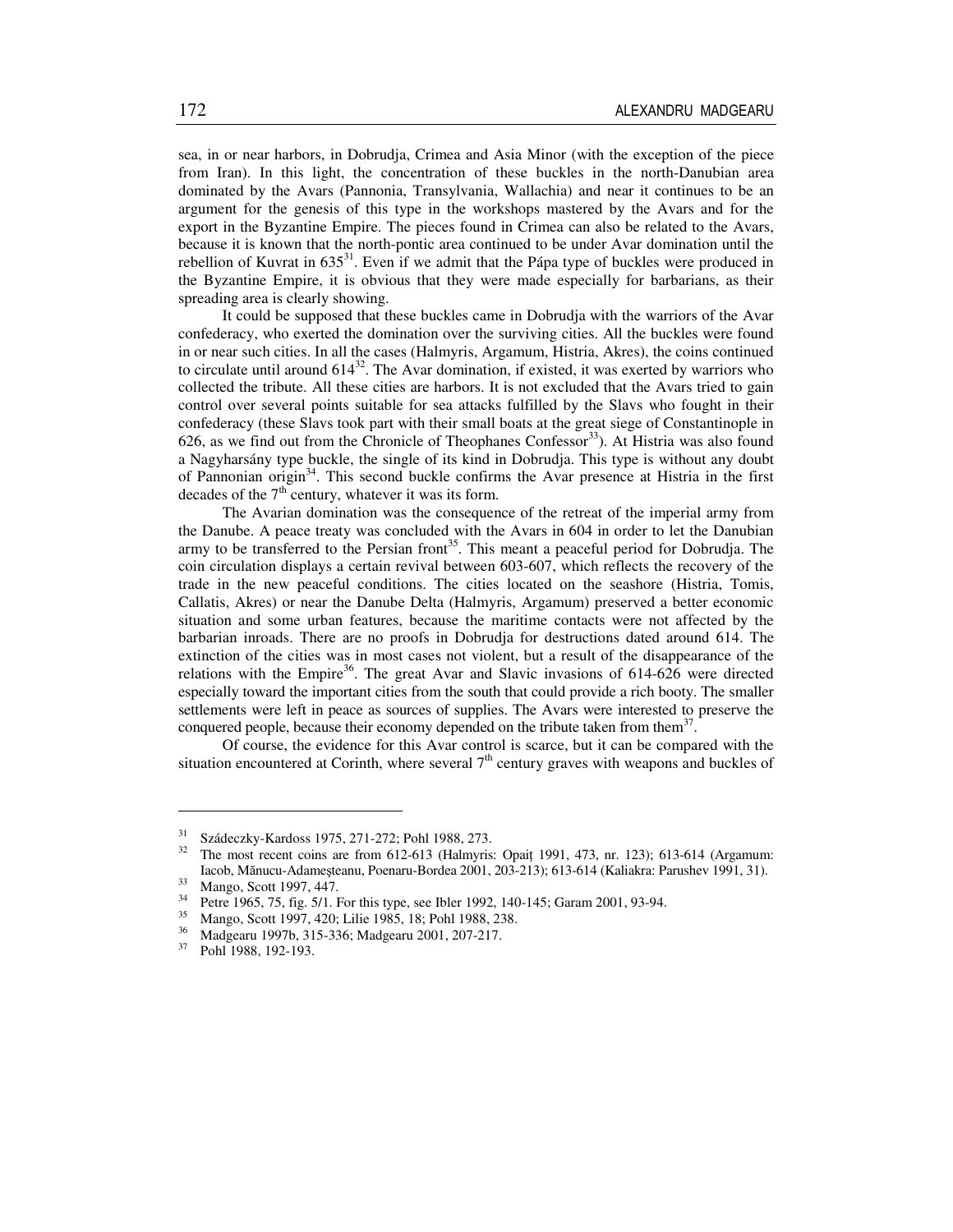sea, in or near harbors, in Dobrudja, Crimea and Asia Minor (with the exception of the piece from Iran). In this light, the concentration of these buckles in the north-Danubian area dominated by the Avars (Pannonia, Transylvania, Wallachia) and near it continues to be an argument for the genesis of this type in the workshops mastered by the Avars and for the export in the Byzantine Empire. The pieces found in Crimea can also be related to the Avars, because it is known that the north-pontic area continued to be under Avar domination until the rebellion of Kuvrat in 635[31]. Even if we admit that the Pápa type of buckles were produced in the Byzantine Empire, it is obvious that they were made especially for barbarians, as their spreading area is clearly showing.

It could be supposed that these buckles came in Dobrudja with the warriors of the Avar confederacy, who exerted the domination over the surviving cities. All the buckles were found in or near such cities. In all the cases (Halmyris, Argamum, Histria, Akres), the coins continued to circulate until around 614[32]. The Avar domination, if existed, it was exerted by warriors who collected the tribute. All these cities are harbors. It is not excluded that the Avars tried to gain control over several points suitable for sea attacks fulfilled by the Slavs who fought in their confederacy (these Slavs took part with their small boats at the great siege of Constantinople in 626, as we find out from the Chronicle of Theophanes Confessor[33]). At Histria was also found a Nagyharsány type buckle, the single of its kind in Dobrudja. This type is without any doubt of Pannonian origin[34]. This second buckle confirms the Avar presence at Histria in the first decades of the 7th century, whatever it was its form.

The Avarian domination was the consequence of the retreat of the imperial army from the Danube. A peace treaty was concluded with the Avars in 604 in order to let the Danubian army to be transferred to the Persian front[35]. This meant a peaceful period for Dobrudja. The coin circulation displays a certain revival between 603-607, which reflects the recovery of the trade in the new peaceful conditions. The cities located on the seashore (Histria, Tomis, Callatis, Akres) or near the Danube Delta (Halmyris, Argamum) preserved a better economic situation and some urban features, because the maritime contacts were not affected by the barbarian inroads. There are no proofs in Dobrudja for destructions dated around 614. The extinction of the cities was in most cases not violent, but a result of the disappearance of the relations with the Empire[36]. The great Avar and Slavic invasions of 614-626 were directed especially toward the important cities from the south that could provide a rich booty. The smaller settlements were left in peace as sources of supplies. The Avars were interested to preserve the conquered people, because their economy depended on the tribute taken from them[37].

Of course, the evidence for this Avar control is scarce, but it can be compared with the situation encountered at Corinth, where several 7th century graves with weapons and buckles of

---

31 Szádeczky-Kardoss 1975, 271-272; Pohl 1988, 273.

32 The most recent coins are from 612-613 (Halmyris: Opaiţ 1991, 473, nr. 123); 613-614 (Argamum: Iacob, Mănucu-Adameşteanu, Poenaru-Bordea 2001, 203-213); 613-614 (Kaliakra: Parushev 1991, 31).

33 Mango, Scott 1997, 447.

34 Petre 1965, 75, fig. 5/1. For this type, see Ibler 1992, 140-145; Garam 2001, 93-94.

35 Mango, Scott 1997, 420; Lilie 1985, 18; Pohl 1988, 238.

36 Madgearu 1997b, 315-336; Madgearu 2001, 207-217.

37 Pohl 1988, 192-193.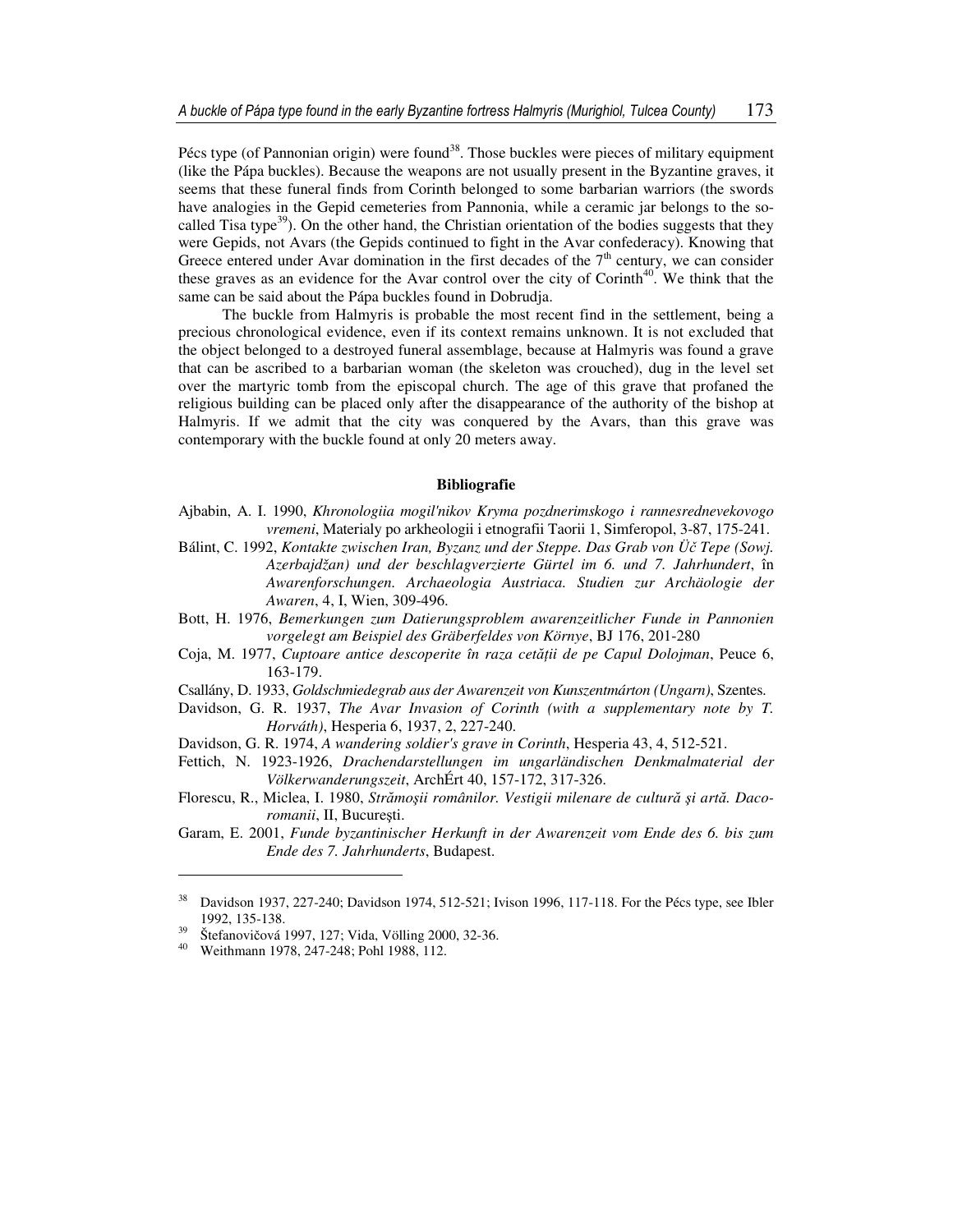Pécs type (of Pannonian origin) were found[38]. Those buckles were pieces of military equipment (like the Pápa buckles). Because the weapons are not usually present in the Byzantine graves, it seems that these funeral finds from Corinth belonged to some barbarian warriors (the swords have analogies in the Gepid cemeteries from Pannonia, while a ceramic jar belongs to the so-called Tisa type[39]). On the other hand, the Christian orientation of the bodies suggests that they were Gepids, not Avars (the Gepids continued to fight in the Avar confederacy). Knowing that Greece entered under Avar domination in the first decades of the 7th century, we can consider these graves as an evidence for the Avar control over the city of Corinth[40]. We think that the same can be said about the Pápa buckles found in Dobrudja.

The buckle from Halmyris is probable the most recent find in the settlement, being a precious chronological evidence, even if its context remains unknown. It is not excluded that the object belonged to a destroyed funeral assemblage, because at Halmyris was found a grave that can be ascribed to a barbarian woman (the skeleton was crouched), dug in the level set over the martyric tomb from the episcopal church. The age of this grave that profaned the religious building can be placed only after the disappearance of the authority of the bishop at Halmyris. If we admit that the city was conquered by the Avars, than this grave was contemporary with the buckle found at only 20 meters away.

**Bibliografie**

Ajbabin, A. I. 1990, *Khronologiia mogil'nikov Kryma pozdnerimskogo i rannesrednevekovogo vremeni*, Materialy po arkheologii i etnografii Taorii 1, Simferopol, 3-87, 175-241.

Bálint, C. 1992, *Kontakte zwischen Iran, Byzanz und der Steppe. Das Grab von Üč Tepe (Sowj. Azerbajdžan) und der beschlagverzierte Gürtel im 6. und 7. Jahrhundert*, în *Awarenforschungen. Archaeologia Austriaca. Studien zur Archäologie der Awaren*, 4, I, Wien, 309-496.

Bott, H. 1976, *Bemerkungen zum Datierungsproblem awarenzeitlicher Funde in Pannonien vorgelegt am Beispiel des Gräberfeldes von Környe*, BJ 176, 201-280

Coja, M. 1977, *Cuptoare antice descoperite în raza cetăţii de pe Capul Dolojman*, Peuce 6, 163-179.

Csallány, D. 1933, *Goldschmiedegrab aus der Awarenzeit von Kunszentmárton (Ungarn)*, Szentes.

Davidson, G. R. 1937, *The Avar Invasion of Corinth (with a supplementary note by T. Horváth)*, Hesperia 6, 1937, 2, 227-240.

Davidson, G. R. 1974, *A wandering soldier's grave in Corinth*, Hesperia 43, 4, 512-521.

Fettich, N. 1923-1926, *Drachendarstellungen im ungarländischen Denkmalmaterial der Völkerwanderungszeit*, ArchÉrt 40, 157-172, 317-326.

Florescu, R., Miclea, I. 1980, *Strămoşii românilor. Vestigii milenare de cultură şi artă. Daco-romanii*, II, Bucureşti.

Garam, E. 2001, *Funde byzantinischer Herkunft in der Awarenzeit vom Ende des 6. bis zum Ende des 7. Jahrhunderts*, Budapest.

---

[38] Davidson 1937, 227-240; Davidson 1974, 512-521; Ivison 1996, 117-118. For the Pécs type, see Ibler 1992, 135-138.

[39] Štefanovičová 1997, 127; Vida, Völling 2000, 32-36.

[40] Weithmann 1978, 247-248; Pohl 1988, 112.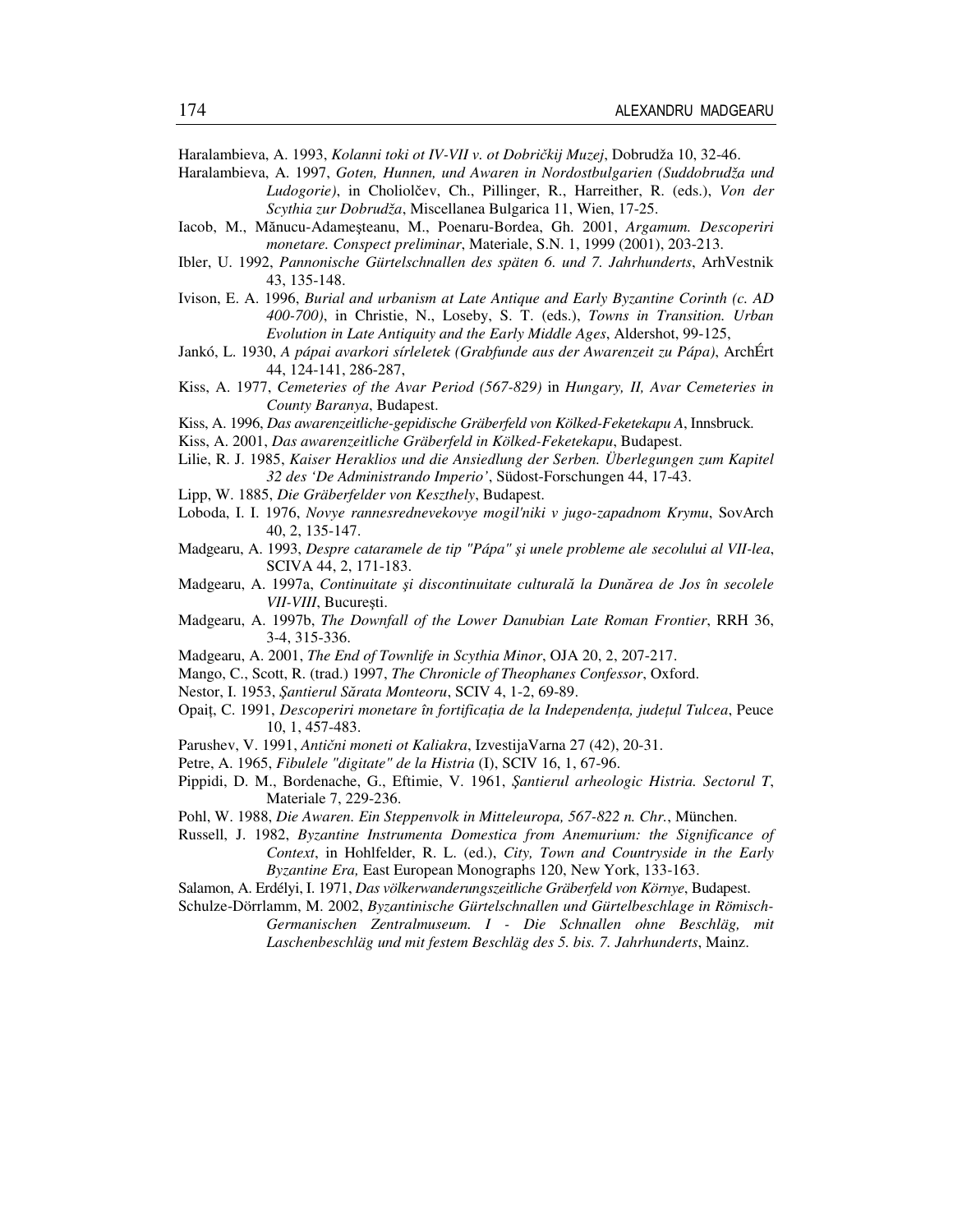Haralambieva, A. 1993, *Kolanni toki ot IV-VII v. ot Dobričkij Muzej*, Dobrudža 10, 32-46.

Haralambieva, A. 1997, *Goten, Hunnen, und Awaren in Nordostbulgarien (Suddobrudža und Ludogorie)*, in Cholіolčev, Ch., Pillinger, R., Harreither, R. (eds.), *Von der Scythia zur Dobrudža*, Miscellanea Bulgarica 11, Wien, 17-25.

Iacob, M., Mănucu-Adameşteanu, M., Poenaru-Bordea, Gh. 2001, *Argamum. Descoperiri monetare. Conspect preliminar*, Materiale, S.N. 1, 1999 (2001), 203-213.

Ibler, U. 1992, *Pannonische Gürtelschnallen des späten 6. und 7. Jahrhunderts*, ArhVestnik 43, 135-148.

Ivison, E. A. 1996, *Burial and urbanism at Late Antique and Early Byzantine Corinth (c. AD 400-700)*, in Christie, N., Loseby, S. T. (eds.), *Towns in Transition. Urban Evolution in Late Antiquity and the Early Middle Ages*, Aldershot, 99-125,

Jankó, L. 1930, *A pápai avarkori sírleletek (Grabfunde aus der Awarenzeit zu Pápa)*, ArchÉrt 44, 124-141, 286-287,

Kiss, A. 1977, *Cemeteries of the Avar Period (567-829)* in *Hungary, II, Avar Cemeteries in County Baranya*, Budapest.

Kiss, A. 1996, *Das awarenzeitliche-gepidische Gräberfeld von Kölked-Feketekapu A*, Innsbruck.

Kiss, A. 2001, *Das awarenzeitliche Gräberfeld in Kölked-Feketekapu*, Budapest.

Lilie, R. J. 1985, *Kaiser Heraklios und die Ansiedlung der Serben. Überlegungen zum Kapitel 32 des 'De Administrando Imperio'*, Südost-Forschungen 44, 17-43.

Lipp, W. 1885, *Die Gräberfelder von Keszthely*, Budapest.

Loboda, I. I. 1976, *Novye rannesrednevekovye mogil'niki v jugo-zapadnom Krymu*, SovArch 40, 2, 135-147.

Madgearu, A. 1993, *Despre cataramele de tip "Pápa" şi unele probleme ale secolului al VII-lea*, SCIVA 44, 2, 171-183.

Madgearu, A. 1997a, *Continuitate şi discontinuitate culturală la Dunărea de Jos în secolele VII-VIII*, Bucureşti.

Madgearu, A. 1997b, *The Downfall of the Lower Danubian Late Roman Frontier*, RRH 36, 3-4, 315-336.

Madgearu, A. 2001, *The End of Townlife in Scythia Minor*, OJA 20, 2, 207-217.

Mango, C., Scott, R. (trad.) 1997, *The Chronicle of Theophanes Confessor*, Oxford.

Nestor, I. 1953, *Şantierul Sărata Monteoru*, SCIV 4, 1-2, 69-89.

Opaiţ, C. 1991, *Descoperiri monetare în fortificaţia de la Independenţa, judeţul Tulcea*, Peuce 10, 1, 457-483.

Parushev, V. 1991, *Antični moneti ot Kaliakra*, IzvestijaVarna 27 (42), 20-31.

Petre, A. 1965, *Fibulele "digitate" de la Histria* (I), SCIV 16, 1, 67-96.

Pippidi, D. M., Bordenache, G., Eftimie, V. 1961, *Şantierul arheologic Histria. Sectorul T*, Materiale 7, 229-236.

Pohl, W. 1988, *Die Awaren. Ein Steppenvolk in Mitteleuropa, 567-822 n. Chr.*, München.

Russell, J. 1982, *Byzantine Instrumenta Domestica from Anemurium: the Significance of Context*, in Hohlfelder, R. L. (ed.), *City, Town and Countryside in the Early Byzantine Era,* East European Monographs 120, New York, 133-163.

Salamon, A. Erdélyi, I. 1971, *Das völkerwanderungszeitliche Gräberfeld von Környe*, Budapest.

Schulze-Dörrlamm, M. 2002, *Byzantinische Gürtelschnallen und Gürtelbeschlage in Römisch-Germanischen Zentralmuseum. I - Die Schnallen ohne Beschläg, mit Laschenbeschläg und mit festem Beschläg des 5. bis. 7. Jahrhunderts*, Mainz.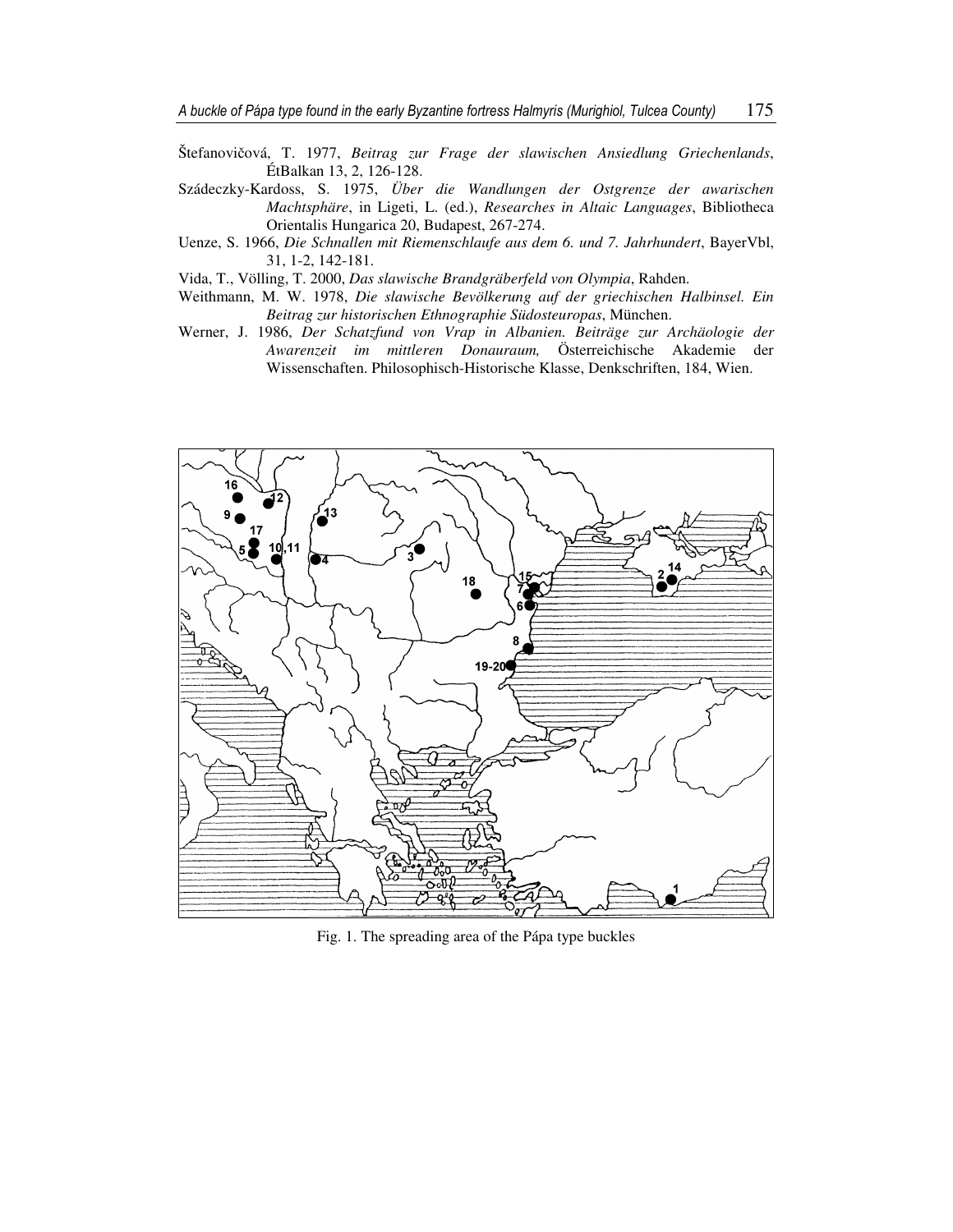Štefanovičová, T. 1977, *Beitrag zur Frage der slawischen Ansiedlung Griechenlands*, ÉtBalkan 13, 2, 126-128.

Szádeczky-Kardoss, S. 1975, *Über die Wandlungen der Ostgrenze der awarischen Machtsphäre*, in Ligeti, L. (ed.), *Researches in Altaic Languages*, Bibliotheca Orientalis Hungarica 20, Budapest, 267-274.

Uenze, S. 1966, *Die Schnallen mit Riemenschlaufe aus dem 6. und 7. Jahrhundert*, BayerVbl, 31, 1-2, 142-181.

Vida, T., Völling, T. 2000, *Das slawische Brandgräberfeld von Olympia*, Rahden.

Weithmann, M. W. 1978, *Die slawische Bevölkerung auf der griechischen Halbinsel. Ein Beitrag zur historischen Ethnographie Südosteuropas*, München.

Werner, J. 1986, *Der Schatzfund von Vrap in Albanien. Beiträge zur Archäologie der Awarenzeit im mittleren Donauraum,* Österreichische Akademie der Wissenschaften. Philosophisch-Historische Klasse, Denkschriften, 184, Wien.

Fig. 1. The spreading area of the Pápa type buckles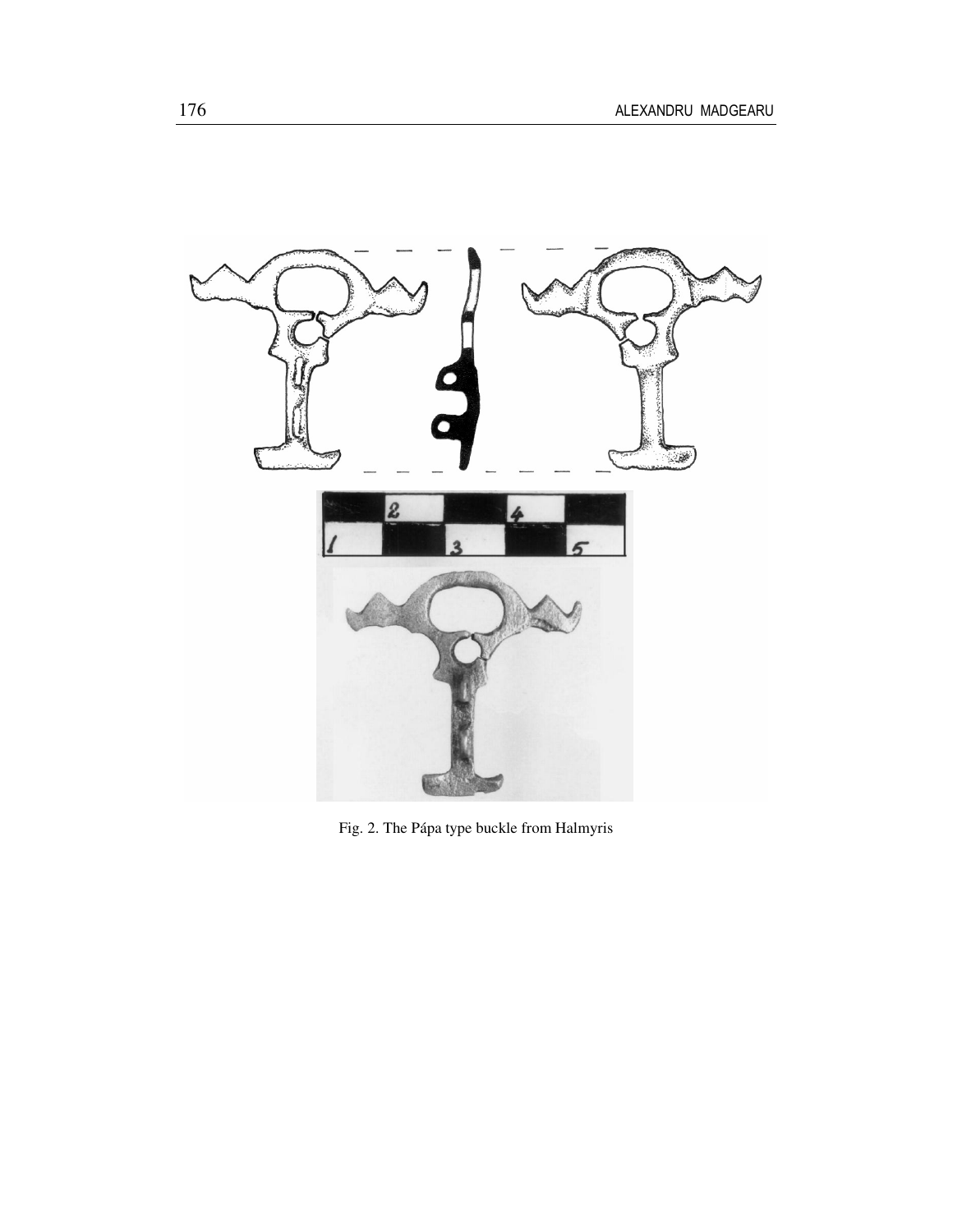Fig. 2. The Pápa type buckle from Halmyris